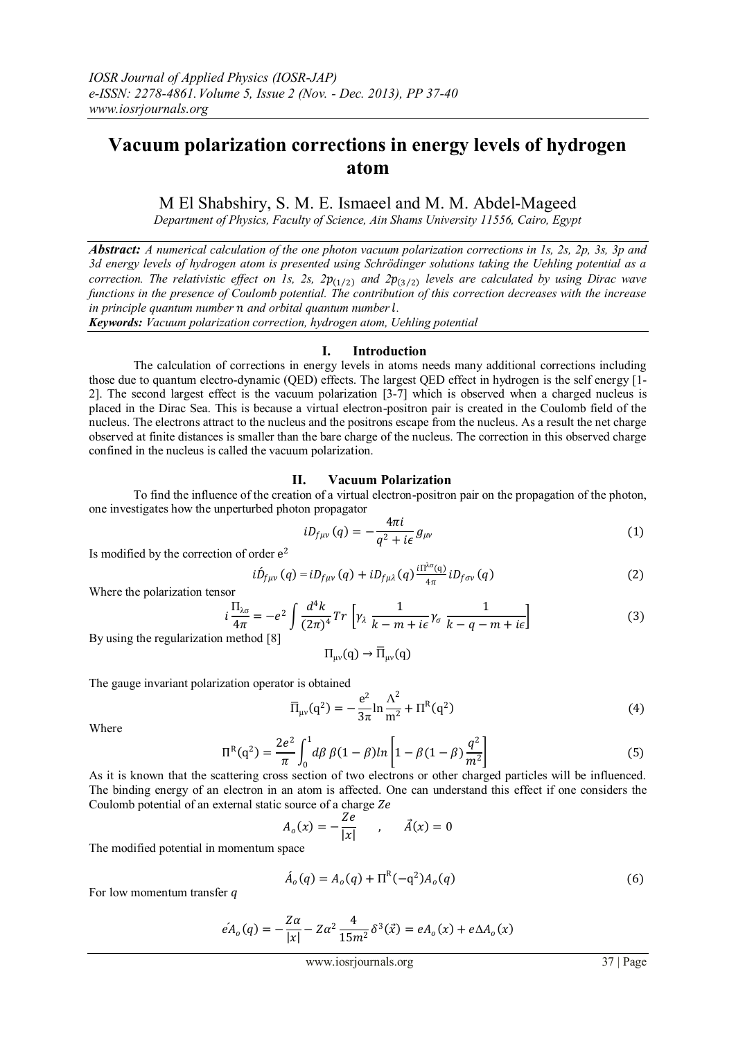# Vacuum polarization corrections in energy levels of hydrogen atom

M El Shabshiry, S. M. E. Ismaeel and M. M. Abdel-Mageed

*Department of Physics, Faculty of Science, Ain Shams University 11556, Cairo, Egypt*

***Abstract:*** *A numerical calculation of the one photon vacuum polarization corrections in 1s, 2s, 2p, 3s, 3p and 3d energy levels of hydrogen atom is presented using Schrödinger solutions taking the Uehling potential as a correction. The relativistic effect on 1s, 2s, $2p_{(1/2)}$ and $2p_{(3/2)}$ levels are calculated by using Dirac wave functions in the presence of Coulomb potential. The contribution of this correction decreases with the increase in principle quantum number $n$ and orbital quantum number $l$.*

***Keywords:*** *Vacuum polarization correction, hydrogen atom, Uehling potential*

## I. Introduction

The calculation of corrections in energy levels in atoms needs many additional corrections including those due to quantum electro-dynamic (QED) effects. The largest QED effect in hydrogen is the self energy [1-2]. The second largest effect is the vacuum polarization [3-7] which is observed when a charged nucleus is placed in the Dirac Sea. This is because a virtual electron-positron pair is created in the Coulomb field of the nucleus. The electrons attract to the nucleus and the positrons escape from the nucleus. As a result the net charge observed at finite distances is smaller than the bare charge of the nucleus. The correction in this observed charge confined in the nucleus is called the vacuum polarization.

## II. Vacuum Polarization

To find the influence of the creation of a virtual electron-positron pair on the propagation of the photon, one investigates how the unperturbed photon propagator

$$iD_{f\mu\nu}(q) = -\frac{4\pi i}{q^2 + i\epsilon} g_{\mu\nu} \tag{1}$$

Is modified by the correction of order $e^2$

$$i\acute{D}_{f\mu\nu}(q) = iD_{f\mu\nu}(q) + iD_{f\mu\lambda}(q)\frac{i\Pi^{\lambda\sigma}(q)}{4\pi} iD_{f\sigma\nu}(q) \tag{2}$$

Where the polarization tensor

$$i\frac{\Pi_{\lambda\sigma}}{4\pi} = -e^2 \int \frac{d^4k}{(2\pi)^4} Tr\left[\gamma_\lambda \frac{1}{k - m + i\epsilon}\gamma_\sigma \frac{1}{k - q - m + i\epsilon}\right] \tag{3}$$

By using the regularization method [8]

$$\Pi_{\mu\nu}(q) \rightarrow \overline{\Pi}_{\mu\nu}(q)$$

The gauge invariant polarization operator is obtained

$$\overline{\Pi}_{\mu\nu}(q^2) = -\frac{e^2}{3\pi}\ln\frac{\Lambda^2}{m^2} + \Pi^{R}(q^2) \tag{4}$$

Where

$$\Pi^{R}(q^2) = \frac{2e^2}{\pi}\int_0^1 d\beta\, \beta(1-\beta)\ln\left[1 - \beta(1-\beta)\frac{q^2}{m^2}\right] \tag{5}$$

As it is known that the scattering cross section of two electrons or other charged particles will be influenced. The binding energy of an electron in an atom is affected. One can understand this effect if one considers the Coulomb potential of an external static source of a charge $Ze$

$$A_o(x) = -\frac{Ze}{|x|} \quad , \quad \vec{A}(x) = 0$$

The modified potential in momentum space

$$\acute{A}_o(q) = A_o(q) + \Pi^{R}(-q^2)A_o(q) \tag{6}$$

For low momentum transfer $q$

$$e\acute{A}_o(q) = -\frac{Z\alpha}{|x|} - Z\alpha^2\frac{4}{15m^2}\delta^3(\vec{x}) = eA_o(x) + e\Delta A_o(x)$$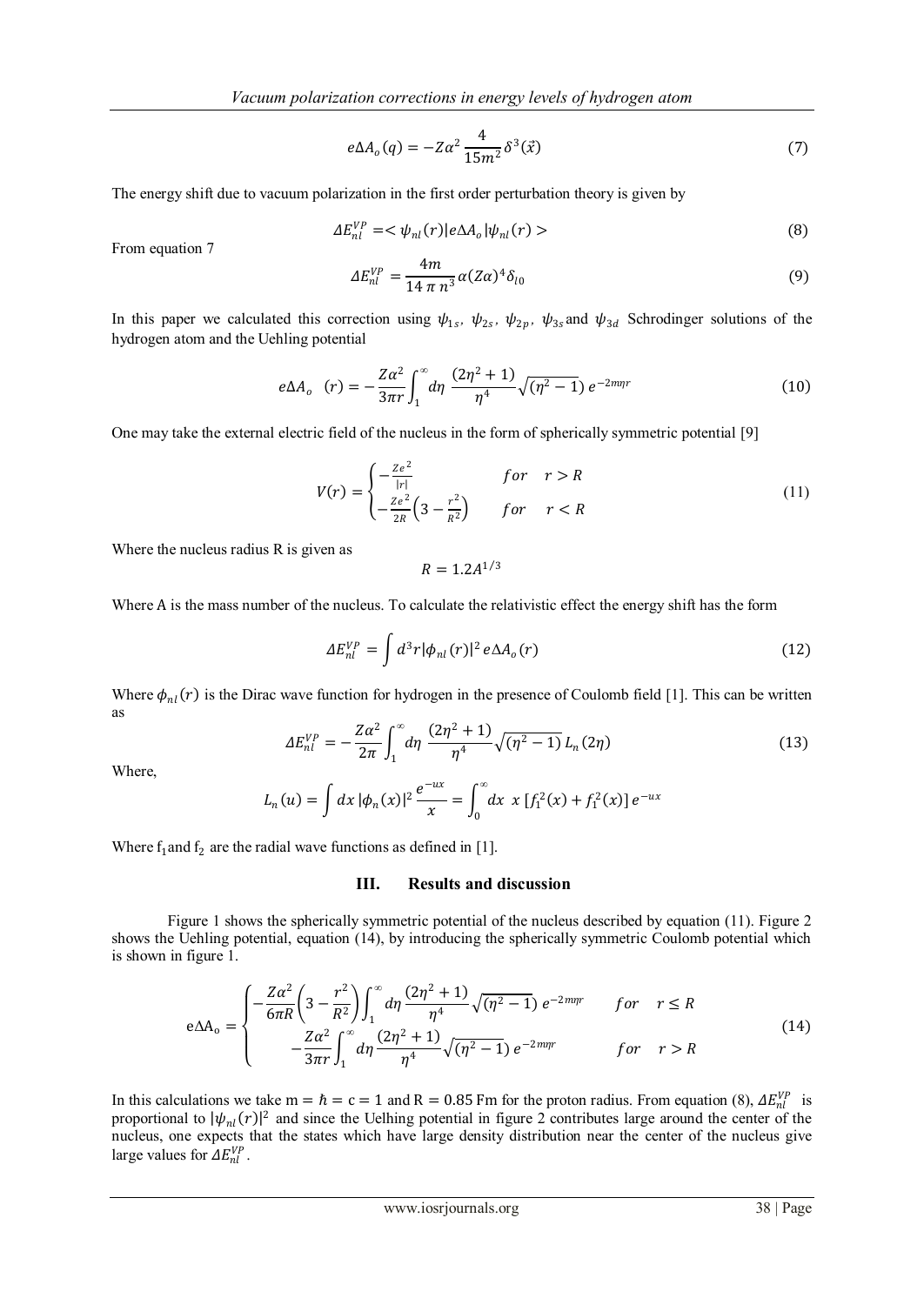$$e\Delta A_o(q) = -Z\alpha^2 \frac{4}{15m^2}\delta^3(\vec{x}) \tag{7}$$

The energy shift due to vacuum polarization in the first order perturbation theory is given by

$$\Delta E_{nl}^{VP} = <\psi_{nl}(r)|e\Delta A_o|\psi_{nl}(r)> \tag{8}$$

From equation 7

$$\Delta E_{nl}^{VP} = \frac{4m}{14\,\pi\, n^3}\alpha(Z\alpha)^4\delta_{l0} \tag{9}$$

In this paper we calculated this correction using $\psi_{1s}$, $\psi_{2s}$, $\psi_{2p}$, $\psi_{3s}$ and $\psi_{3d}$ Schrodinger solutions of the hydrogen atom and the Uehling potential

$$e\Delta A_o\ \ (r) = -\frac{Z\alpha^2}{3\pi r}\int_1^\infty d\eta\ \frac{(2\eta^2+1)}{\eta^4}\sqrt{(\eta^2-1)}\, e^{-2m\eta r} \tag{10}$$

One may take the external electric field of the nucleus in the form of spherically symmetric potential [9]

$$V(r) = \begin{cases} -\frac{Ze^2}{|r|} & for \quad r > R \\ -\frac{Ze^2}{2R}\left(3-\frac{r^2}{R^2}\right) & for \quad r < R \end{cases} \tag{11}$$

Where the nucleus radius R is given as

$$R = 1.2A^{1/3}$$

Where A is the mass number of the nucleus. To calculate the relativistic effect the energy shift has the form

$$\Delta E_{nl}^{VP} = \int d^3r|\phi_{nl}(r)|^2\, e\Delta A_o(r) \tag{12}$$

Where $\phi_{nl}(r)$ is the Dirac wave function for hydrogen in the presence of Coulomb field [1]. This can be written as

$$\Delta E_{nl}^{VP} = -\frac{Z\alpha^2}{2\pi}\int_1^\infty d\eta\ \frac{(2\eta^2+1)}{\eta^4}\sqrt{(\eta^2-1)}\, L_n(2\eta) \tag{13}$$

Where,

$$L_n(u) = \int dx\, |\phi_n(x)|^2\frac{e^{-ux}}{x} = \int_0^\infty dx\ \ x\,[f_1^2(x) + f_1^2(x)]\, e^{-ux}$$

Where $f_1$ and $f_2$ are the radial wave functions as defined in [1].

## III. Results and discussion

Figure 1 shows the spherically symmetric potential of the nucleus described by equation (11). Figure 2 shows the Uehling potential, equation (14), by introducing the spherically symmetric Coulomb potential which is shown in figure 1.

$$e\Delta A_o = \begin{cases} -\frac{Z\alpha^2}{6\pi R}\left(3-\frac{r^2}{R^2}\right)\int_1^\infty d\eta\,\frac{(2\eta^2+1)}{\eta^4}\sqrt{(\eta^2-1)}\, e^{-2m\eta r} & for \quad r \le R \\ -\frac{Z\alpha^2}{3\pi r}\int_1^\infty d\eta\,\frac{(2\eta^2+1)}{\eta^4}\sqrt{(\eta^2-1)}\, e^{-2m\eta r} & for \quad r > R \end{cases} \tag{14}$$

In this calculations we take $m = \hbar = c = 1$ and $R = 0.85$ Fm for the proton radius. From equation (8), $\Delta E_{nl}^{VP}$ is proportional to $|\psi_{nl}(r)|^2$ and since the Uelhing potential in figure 2 contributes large around the center of the nucleus, one expects that the states which have large density distribution near the center of the nucleus give large values for $\Delta E_{nl}^{VP}$.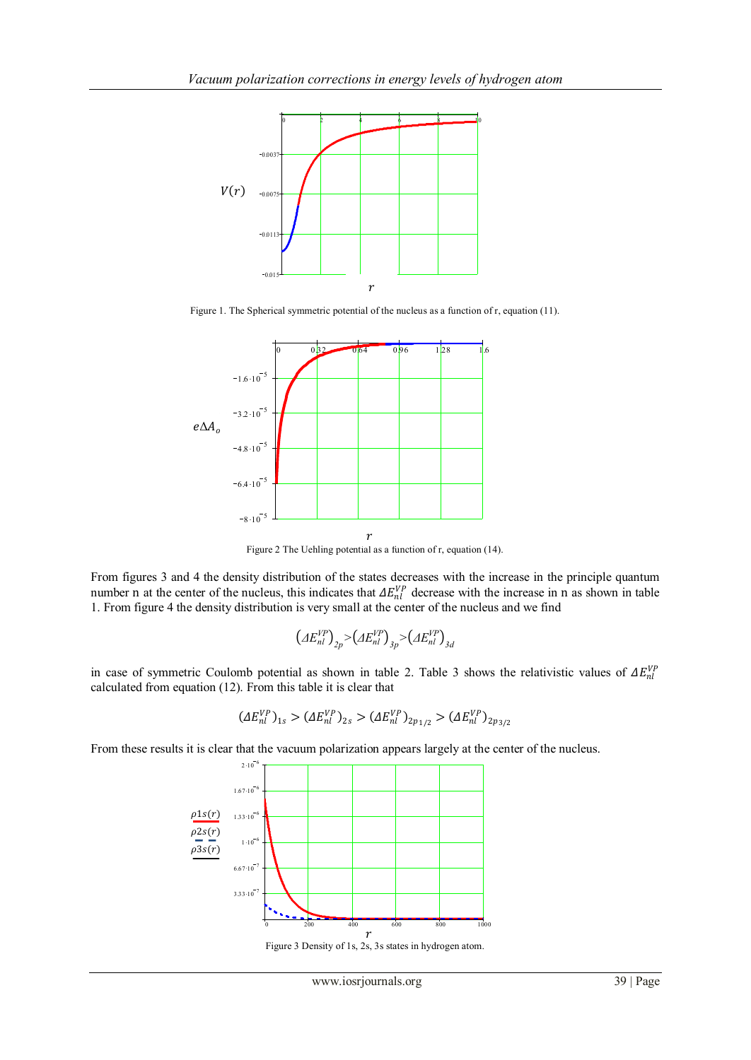Figure 1. The Spherical symmetric potential of the nucleus as a function of r, equation (11).

Figure 2 The Uehling potential as a function of r, equation (14).

From figures 3 and 4 the density distribution of the states decreases with the increase in the principle quantum number n at the center of the nucleus, this indicates that $\Delta E_{nl}^{VP}$ decrease with the increase in n as shown in table 1. From figure 4 the density distribution is very small at the center of the nucleus and we find

$$\left(\Delta E_{nl}^{VP}\right)_{2p} > \left(\Delta E_{nl}^{VP}\right)_{3p} > \left(\Delta E_{nl}^{VP}\right)_{3d}$$

in case of symmetric Coulomb potential as shown in table 2. Table 3 shows the relativistic values of $\Delta E_{nl}^{VP}$ calculated from equation (12). From this table it is clear that

$$(\Delta E_{nl}^{VP})_{1s} > (\Delta E_{nl}^{VP})_{2s} > (\Delta E_{nl}^{VP})_{2p_{1/2}} > (\Delta E_{nl}^{VP})_{2p_{3/2}}$$

From these results it is clear that the vacuum polarization appears largely at the center of the nucleus.

Figure 3 Density of 1s, 2s, 3s states in hydrogen atom.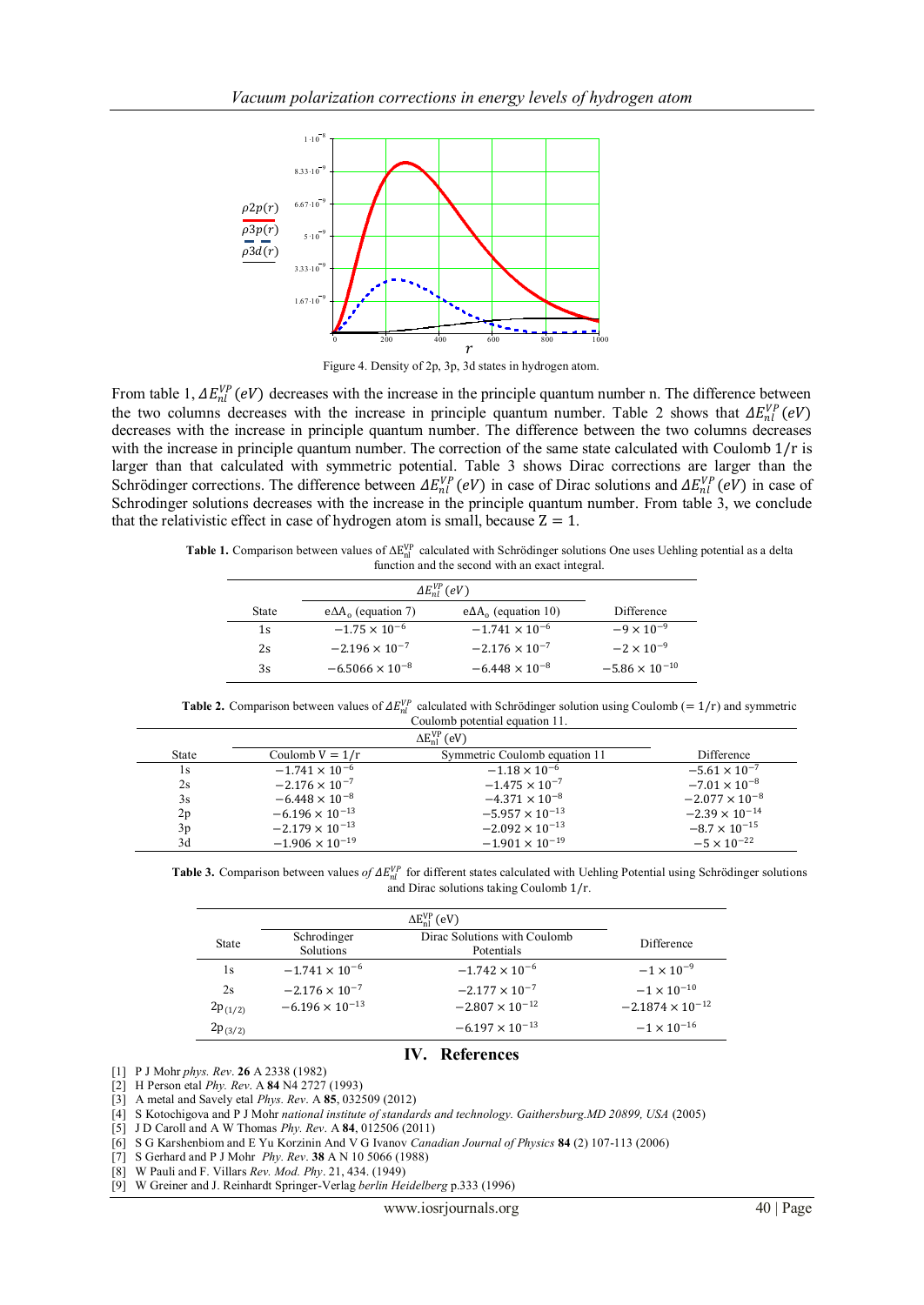$\rho 2p(r)$
$\rho 3p(r)$
$\rho 3d(r)$

$1\cdot10^{-8}$
$8.33\cdot10^{-9}$
$6.67\cdot10^{-9}$
$5\cdot10^{-9}$
$3.33\cdot10^{-9}$
$1.67\cdot10^{-9}$
0
0 200 400 600 800 1000
$r$

Figure 4. Density of 2p, 3p, 3d states in hydrogen atom.

From table 1, $\Delta E_{nl}^{VP}\,(eV)$ decreases with the increase in the principle quantum number n. The difference between the two columns decreases with the increase in principle quantum number. Table 2 shows that $\Delta E_{nl}^{VP}\,(eV)$ decreases with the increase in principle quantum number. The difference between the two columns decreases with the increase in principle quantum number. The correction of the same state calculated with Coulomb $1/r$ is larger than that calculated with symmetric potential. Table 3 shows Dirac corrections are larger than the Schrödinger corrections. The difference between $\Delta E_{nl}^{VP}\,(eV)$ in case of Dirac solutions and $\Delta E_{nl}^{VP}\,(eV)$ in case of Schrodinger solutions decreases with the increase in the principle quantum number. From table 3, we conclude that the relativistic effect in case of hydrogen atom is small, because $Z = 1$.

**Table 1.** Comparison between values of $\Delta E_{nl}^{VP}$ calculated with Schrödinger solutions One uses Uehling potential as a delta function and the second with an exact integral.

| | $\Delta E_{nl}^{VP}\,(eV)$ | | |
|---|---|---|---|
| State | $e\Delta A_o$ (equation 7) | $e\Delta A_o$ (equation 10) | Difference |
| 1s | $-1.75\times10^{-6}$ | $-1.741\times10^{-6}$ | $-9\times10^{-9}$ |
| 2s | $-2.196\times10^{-7}$ | $-2.176\times10^{-7}$ | $-2\times10^{-9}$ |
| 3s | $-6.5066\times10^{-8}$ | $-6.448\times10^{-8}$ | $-5.86\times10^{-10}$ |

**Table 2.** Comparison between values of $\Delta E_{nl}^{VP}$ calculated with Schrödinger solution using Coulomb ($= 1/r$) and symmetric Coulomb potential equation 11.

| | $\Delta E_{nl}^{VP}$ (eV) | | |
|---|---|---|---|
| State | Coulomb $V = 1/r$ | Symmetric Coulomb equation 11 | Difference |
| 1s | $-1.741\times10^{-6}$ | $-1.18\times10^{-6}$ | $-5.61\times10^{-7}$ |
| 2s | $-2.176\times10^{-7}$ | $-1.475\times10^{-7}$ | $-7.01\times10^{-8}$ |
| 3s | $-6.448\times10^{-8}$ | $-4.371\times10^{-8}$ | $-2.077\times10^{-8}$ |
| 2p | $-6.196\times10^{-13}$ | $-5.957\times10^{-13}$ | $-2.39\times10^{-14}$ |
| 3p | $-2.179\times10^{-13}$ | $-2.092\times10^{-13}$ | $-8.7\times10^{-15}$ |
| 3d | $-1.906\times10^{-19}$ | $-1.901\times10^{-19}$ | $-5\times10^{-22}$ |

**Table 3.** Comparison between values *of* $\Delta E_{nl}^{VP}$ for different states calculated with Uehling Potential using Schrödinger solutions and Dirac solutions taking Coulomb $1/r$.

| | $\Delta E_{nl}^{VP}$ (eV) | | |
|---|---|---|---|
| State | Schrodinger Solutions | Dirac Solutions with Coulomb Potentials | Difference |
| 1s | $-1.741\times10^{-6}$ | $-1.742\times10^{-6}$ | $-1\times10^{-9}$ |
| 2s | $-2.176\times10^{-7}$ | $-2.177\times10^{-7}$ | $-1\times10^{-10}$ |
| $2p_{(1/2)}$ | $-6.196\times10^{-13}$ | $-2.807\times10^{-12}$ | $-2.1874\times10^{-12}$ |
| $2p_{(3/2)}$ | | $-6.197\times10^{-13}$ | $-1\times10^{-16}$ |

## IV. References

[1] P J Mohr *phys. Rev*. **26** A 2338 (1982)
[2] H Person etal *Phy. Rev*. A **84** N4 2727 (1993)
[3] A metal and Savely etal *Phys. Rev*. A **85**, 032509 (2012)
[4] S Kotochigova and P J Mohr *national institute of standards and technology. Gaithersburg.MD 20899, USA* (2005)
[5] J D Caroll and A W Thomas *Phy. Rev*. A **84**, 012506 (2011)
[6] S G Karshenbiom and E Yu Korzinin And V G Ivanov *Canadian Journal of Physics* **84** (2) 107-113 (2006)
[7] S Gerhard and P J Mohr *Phy. Rev*. **38** A N 10 5066 (1988)
[8] W Pauli and F. Villars *Rev. Mod. Phy*. 21, 434. (1949)
[9] W Greiner and J. Reinhardt Springer-Verlag *berlin Heidelberg* p.333 (1996)